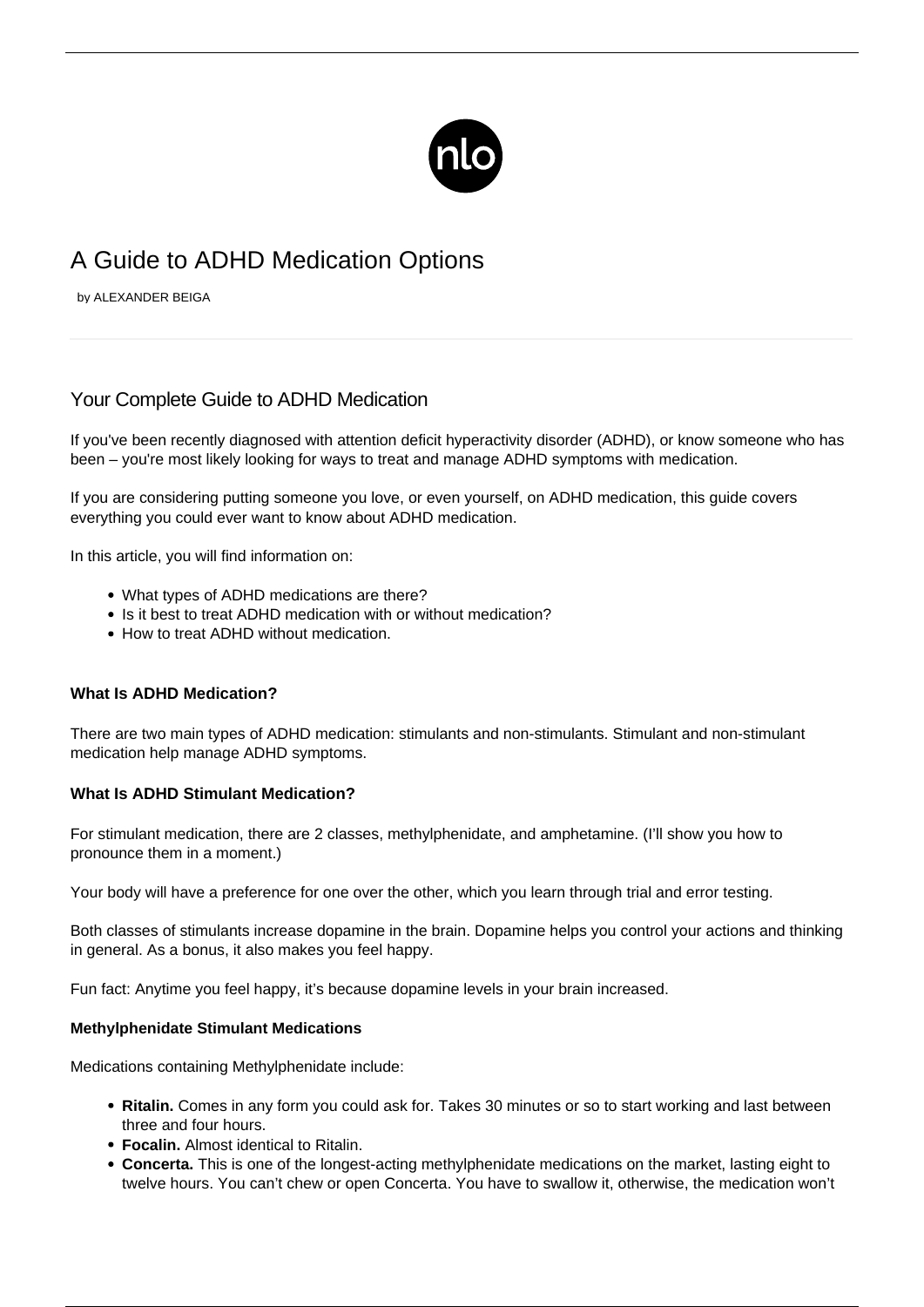# A Guide to ADHD Medication Options

by ALEXANDER BEIGA

## Your Complete Guide to ADHD Medication

If you've been recently diagnosed with attention deficit hyperactivity disorder (ADHD), or know someone who has been – you're most likely looking for ways to treat and manage ADHD symptoms with medication.

If you are considering putting someone you love, or even yourself, on ADHD medication, this guide covers everything you could ever want to know about ADHD medication.

In this article, you will find information on:

- What types of ADHD medications are there?
- Is it best to treat ADHD medication with or without medication?
- How to treat ADHD without medication.

**What Is ADHD Medication?**

There are two main types of ADHD medication: stimulants and non-stimulants. Stimulant and non-stimulant medication help manage ADHD symptoms.

**What Is ADHD Stimulant Medication?**

For stimulant medication, there are 2 classes, methylphenidate, and amphetamine. (I'll show you how to pronounce them in a moment.)

Your body will have a preference for one over the other, which you learn through trial and error testing.

Both classes of stimulants increase dopamine in the brain. Dopamine helps you control your actions and thinking in general. As a bonus, it also makes you feel happy.

Fun fact: Anytime you feel happy, it's because dopamine levels in your brain increased.

**Methylphenidate Stimulant Medications**

Medications containing Methylphenidate include:

- **Ritalin.** Comes in any form you could ask for. Takes 30 minutes or so to start working and last between three and four hours.
- **Focalin.** Almost identical to Ritalin.
- **Concerta.** This is one of the longest-acting methylphenidate medications on the market, lasting eight to twelve hours. You can't chew or open Concerta. You have to swallow it, otherwise, the medication won't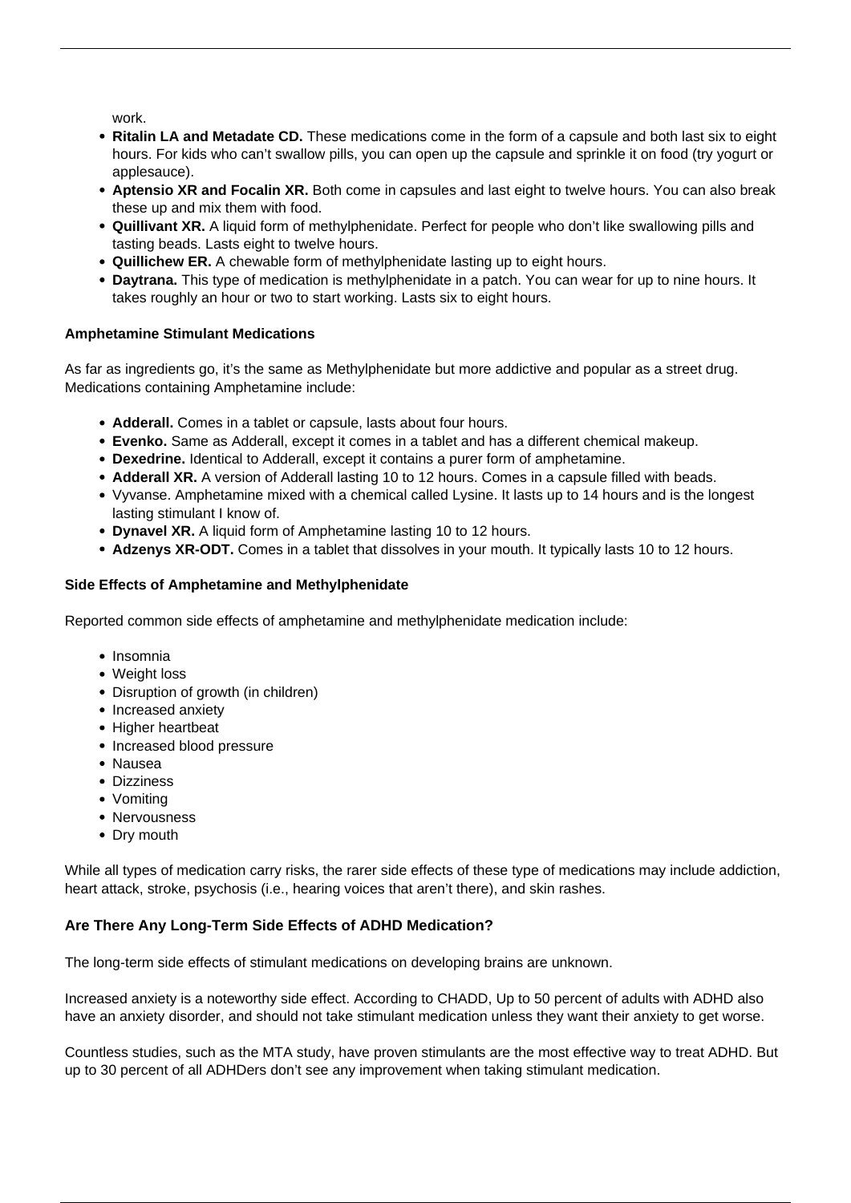work.

- **Ritalin LA and Metadate CD.** These medications come in the form of a capsule and both last six to eight hours. For kids who can't swallow pills, you can open up the capsule and sprinkle it on food (try yogurt or applesauce).
- **Aptensio XR and Focalin XR.** Both come in capsules and last eight to twelve hours. You can also break these up and mix them with food.
- **Quillivant XR.** A liquid form of methylphenidate. Perfect for people who don't like swallowing pills and tasting beads. Lasts eight to twelve hours.
- **Quillichew ER.** A chewable form of methylphenidate lasting up to eight hours.
- **Daytrana.** This type of medication is methylphenidate in a patch. You can wear for up to nine hours. It takes roughly an hour or two to start working. Lasts six to eight hours.

**Amphetamine Stimulant Medications**

As far as ingredients go, it's the same as Methylphenidate but more addictive and popular as a street drug. Medications containing Amphetamine include:

- **Adderall.** Comes in a tablet or capsule, lasts about four hours.
- **Evenko.** Same as Adderall, except it comes in a tablet and has a different chemical makeup.
- **Dexedrine.** Identical to Adderall, except it contains a purer form of amphetamine.
- **Adderall XR.** A version of Adderall lasting 10 to 12 hours. Comes in a capsule filled with beads.
- Vyvanse. Amphetamine mixed with a chemical called Lysine. It lasts up to 14 hours and is the longest lasting stimulant I know of.
- **Dynavel XR.** A liquid form of Amphetamine lasting 10 to 12 hours.
- **Adzenys XR-ODT.** Comes in a tablet that dissolves in your mouth. It typically lasts 10 to 12 hours.

**Side Effects of Amphetamine and Methylphenidate**

Reported common side effects of amphetamine and methylphenidate medication include:

- Insomnia
- Weight loss
- Disruption of growth (in children)
- Increased anxiety
- Higher heartbeat
- Increased blood pressure
- Nausea
- Dizziness
- Vomiting
- Nervousness
- Dry mouth

While all types of medication carry risks, the rarer side effects of these type of medications may include addiction, heart attack, stroke, psychosis (i.e., hearing voices that aren't there), and skin rashes.

**Are There Any Long-Term Side Effects of ADHD Medication?**

The long-term side effects of stimulant medications on developing brains are unknown.

Increased anxiety is a noteworthy side effect. According to CHADD, Up to 50 percent of adults with ADHD also have an anxiety disorder, and should not take stimulant medication unless they want their anxiety to get worse.

Countless studies, such as the MTA study, have proven stimulants are the most effective way to treat ADHD. But up to 30 percent of all ADHDers don't see any improvement when taking stimulant medication.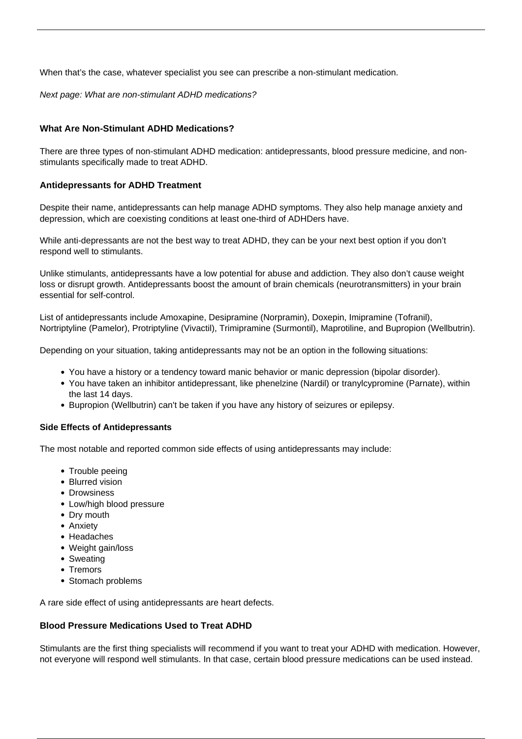When that's the case, whatever specialist you see can prescribe a non-stimulant medication.

*Next page: What are non-stimulant ADHD medications?*

## What Are Non-Stimulant ADHD Medications?

There are three types of non-stimulant ADHD medication: antidepressants, blood pressure medicine, and non-stimulants specifically made to treat ADHD.

### Antidepressants for ADHD Treatment

Despite their name, antidepressants can help manage ADHD symptoms. They also help manage anxiety and depression, which are coexisting conditions at least one-third of ADHDers have.

While anti-depressants are not the best way to treat ADHD, they can be your next best option if you don't respond well to stimulants.

Unlike stimulants, antidepressants have a low potential for abuse and addiction. They also don't cause weight loss or disrupt growth. Antidepressants boost the amount of brain chemicals (neurotransmitters) in your brain essential for self-control.

List of antidepressants include Amoxapine, Desipramine (Norpramin), Doxepin, Imipramine (Tofranil), Nortriptyline (Pamelor), Protriptyline (Vivactil), Trimipramine (Surmontil), Maprotiline, and Bupropion (Wellbutrin).

Depending on your situation, taking antidepressants may not be an option in the following situations:

- You have a history or a tendency toward manic behavior or manic depression (bipolar disorder).
- You have taken an inhibitor antidepressant, like phenelzine (Nardil) or tranylcypromine (Parnate), within the last 14 days.
- Bupropion (Wellbutrin) can't be taken if you have any history of seizures or epilepsy.

### Side Effects of Antidepressants

The most notable and reported common side effects of using antidepressants may include:

- Trouble peeing
- Blurred vision
- Drowsiness
- Low/high blood pressure
- Dry mouth
- Anxiety
- Headaches
- Weight gain/loss
- Sweating
- Tremors
- Stomach problems

A rare side effect of using antidepressants are heart defects.

### Blood Pressure Medications Used to Treat ADHD

Stimulants are the first thing specialists will recommend if you want to treat your ADHD with medication. However, not everyone will respond well stimulants. In that case, certain blood pressure medications can be used instead.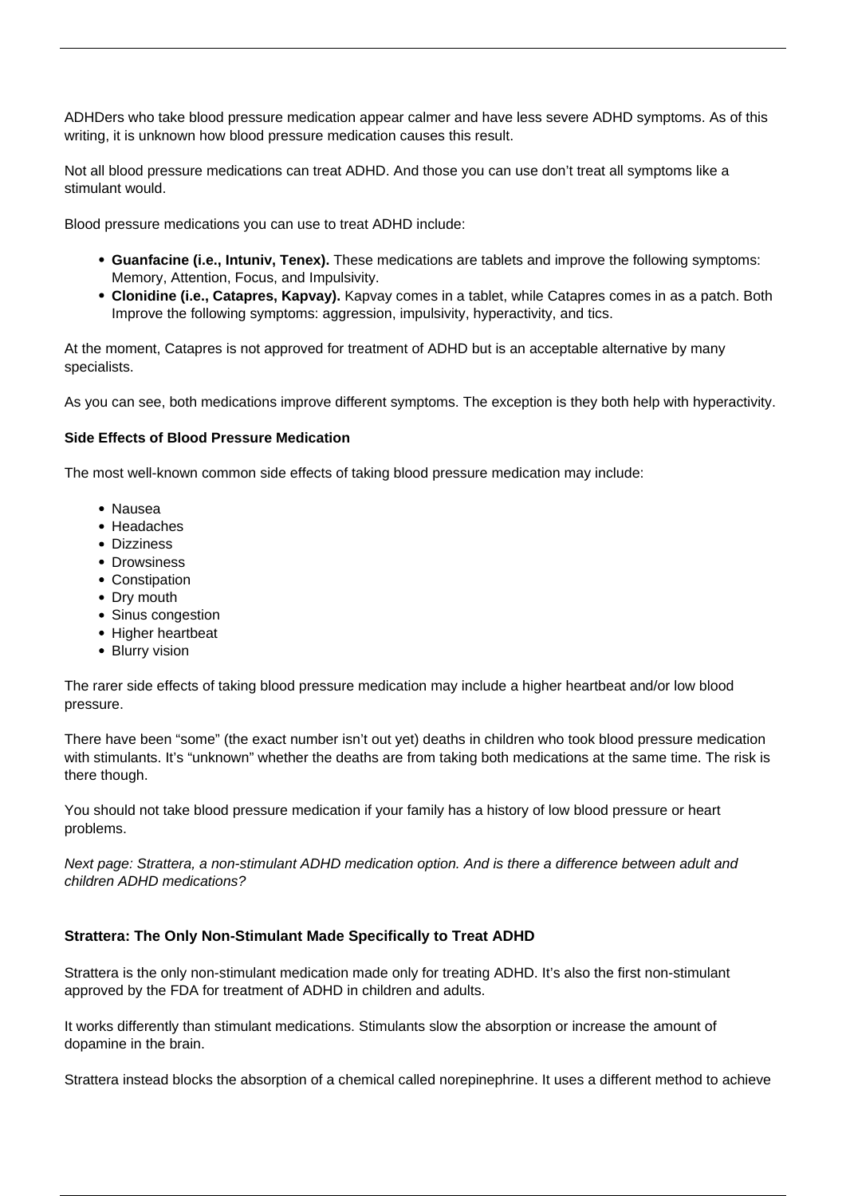ADHDers who take blood pressure medication appear calmer and have less severe ADHD symptoms. As of this writing, it is unknown how blood pressure medication causes this result.

Not all blood pressure medications can treat ADHD. And those you can use don't treat all symptoms like a stimulant would.

Blood pressure medications you can use to treat ADHD include:

- **Guanfacine (i.e., Intuniv, Tenex).** These medications are tablets and improve the following symptoms: Memory, Attention, Focus, and Impulsivity.
- **Clonidine (i.e., Catapres, Kapvay).** Kapvay comes in a tablet, while Catapres comes in as a patch. Both Improve the following symptoms: aggression, impulsivity, hyperactivity, and tics.

At the moment, Catapres is not approved for treatment of ADHD but is an acceptable alternative by many specialists.

As you can see, both medications improve different symptoms. The exception is they both help with hyperactivity.

**Side Effects of Blood Pressure Medication**

The most well-known common side effects of taking blood pressure medication may include:

- Nausea
- Headaches
- Dizziness
- Drowsiness
- Constipation
- Dry mouth
- Sinus congestion
- Higher heartbeat
- Blurry vision

The rarer side effects of taking blood pressure medication may include a higher heartbeat and/or low blood pressure.

There have been "some" (the exact number isn't out yet) deaths in children who took blood pressure medication with stimulants. It's "unknown" whether the deaths are from taking both medications at the same time. The risk is there though.

You should not take blood pressure medication if your family has a history of low blood pressure or heart problems.

*Next page: Strattera, a non-stimulant ADHD medication option. And is there a difference between adult and children ADHD medications?*

**Strattera: The Only Non-Stimulant Made Specifically to Treat ADHD**

Strattera is the only non-stimulant medication made only for treating ADHD. It's also the first non-stimulant approved by the FDA for treatment of ADHD in children and adults.

It works differently than stimulant medications. Stimulants slow the absorption or increase the amount of dopamine in the brain.

Strattera instead blocks the absorption of a chemical called norepinephrine. It uses a different method to achieve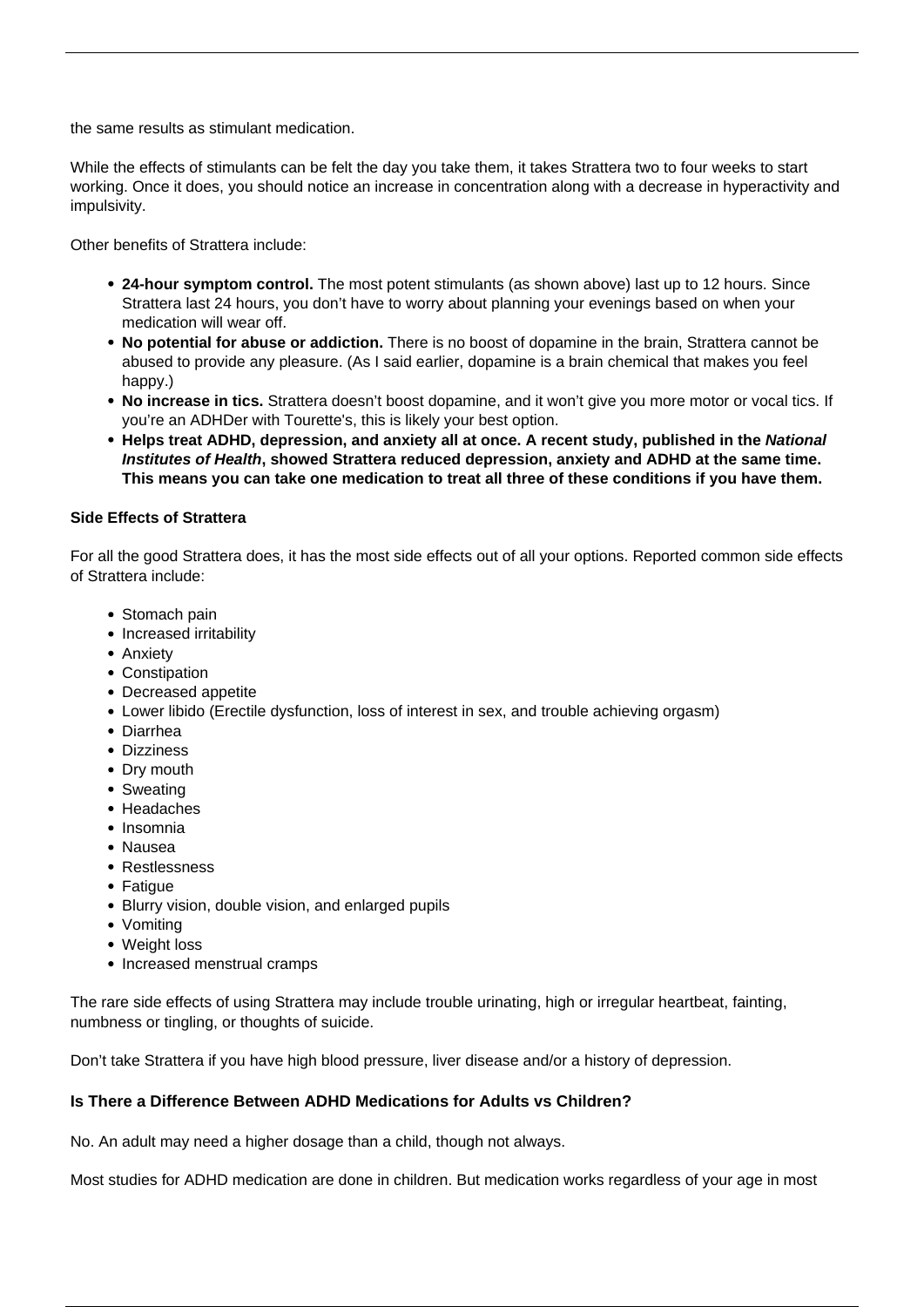the same results as stimulant medication.

While the effects of stimulants can be felt the day you take them, it takes Strattera two to four weeks to start working. Once it does, you should notice an increase in concentration along with a decrease in hyperactivity and impulsivity.

Other benefits of Strattera include:

- **24-hour symptom control.** The most potent stimulants (as shown above) last up to 12 hours. Since Strattera last 24 hours, you don't have to worry about planning your evenings based on when your medication will wear off.
- **No potential for abuse or addiction.** There is no boost of dopamine in the brain, Strattera cannot be abused to provide any pleasure. (As I said earlier, dopamine is a brain chemical that makes you feel happy.)
- **No increase in tics.** Strattera doesn't boost dopamine, and it won't give you more motor or vocal tics. If you're an ADHDer with Tourette's, this is likely your best option.
- **Helps treat ADHD, depression, and anxiety all at once. A recent study, published in the *National Institutes of Health*, showed Strattera reduced depression, anxiety and ADHD at the same time. This means you can take one medication to treat all three of these conditions if you have them.**

### Side Effects of Strattera

For all the good Strattera does, it has the most side effects out of all your options. Reported common side effects of Strattera include:

- Stomach pain
- Increased irritability
- Anxiety
- Constipation
- Decreased appetite
- Lower libido (Erectile dysfunction, loss of interest in sex, and trouble achieving orgasm)
- Diarrhea
- Dizziness
- Dry mouth
- Sweating
- Headaches
- Insomnia
- Nausea
- Restlessness
- Fatigue
- Blurry vision, double vision, and enlarged pupils
- Vomiting
- Weight loss
- Increased menstrual cramps

The rare side effects of using Strattera may include trouble urinating, high or irregular heartbeat, fainting, numbness or tingling, or thoughts of suicide.

Don't take Strattera if you have high blood pressure, liver disease and/or a history of depression.

### Is There a Difference Between ADHD Medications for Adults vs Children?

No. An adult may need a higher dosage than a child, though not always.

Most studies for ADHD medication are done in children. But medication works regardless of your age in most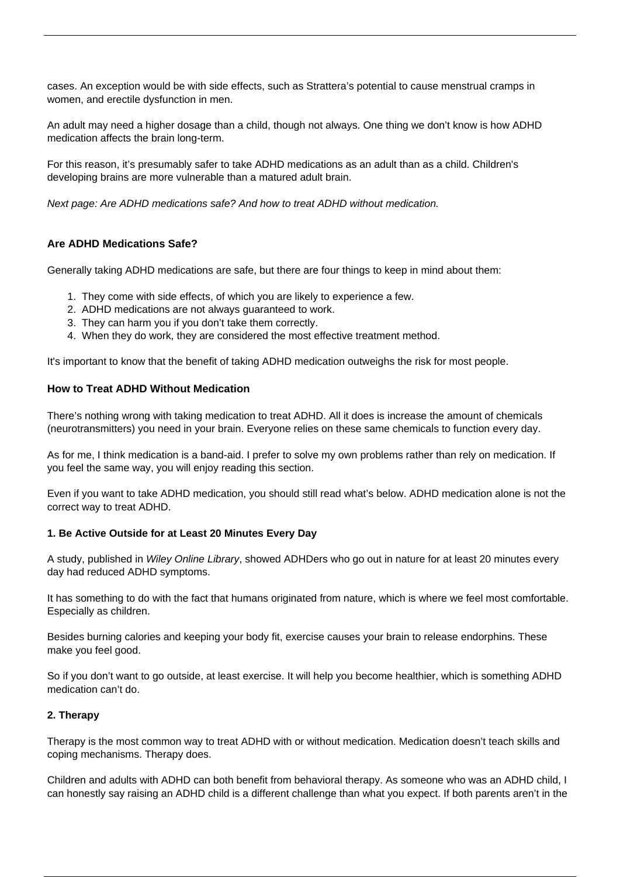cases. An exception would be with side effects, such as Strattera's potential to cause menstrual cramps in women, and erectile dysfunction in men.

An adult may need a higher dosage than a child, though not always. One thing we don't know is how ADHD medication affects the brain long-term.

For this reason, it's presumably safer to take ADHD medications as an adult than as a child. Children's developing brains are more vulnerable than a matured adult brain.

*Next page: Are ADHD medications safe? And how to treat ADHD without medication.*

**Are ADHD Medications Safe?**

Generally taking ADHD medications are safe, but there are four things to keep in mind about them:

1. They come with side effects, of which you are likely to experience a few.
2. ADHD medications are not always guaranteed to work.
3. They can harm you if you don't take them correctly.
4. When they do work, they are considered the most effective treatment method.

It's important to know that the benefit of taking ADHD medication outweighs the risk for most people.

**How to Treat ADHD Without Medication**

There's nothing wrong with taking medication to treat ADHD. All it does is increase the amount of chemicals (neurotransmitters) you need in your brain. Everyone relies on these same chemicals to function every day.

As for me, I think medication is a band-aid. I prefer to solve my own problems rather than rely on medication. If you feel the same way, you will enjoy reading this section.

Even if you want to take ADHD medication, you should still read what's below. ADHD medication alone is not the correct way to treat ADHD.

**1. Be Active Outside for at Least 20 Minutes Every Day**

A study, published in *Wiley Online Library*, showed ADHDers who go out in nature for at least 20 minutes every day had reduced ADHD symptoms.

It has something to do with the fact that humans originated from nature, which is where we feel most comfortable. Especially as children.

Besides burning calories and keeping your body fit, exercise causes your brain to release endorphins. These make you feel good.

So if you don't want to go outside, at least exercise. It will help you become healthier, which is something ADHD medication can't do.

**2. Therapy**

Therapy is the most common way to treat ADHD with or without medication. Medication doesn't teach skills and coping mechanisms. Therapy does.

Children and adults with ADHD can both benefit from behavioral therapy. As someone who was an ADHD child, I can honestly say raising an ADHD child is a different challenge than what you expect. If both parents aren't in the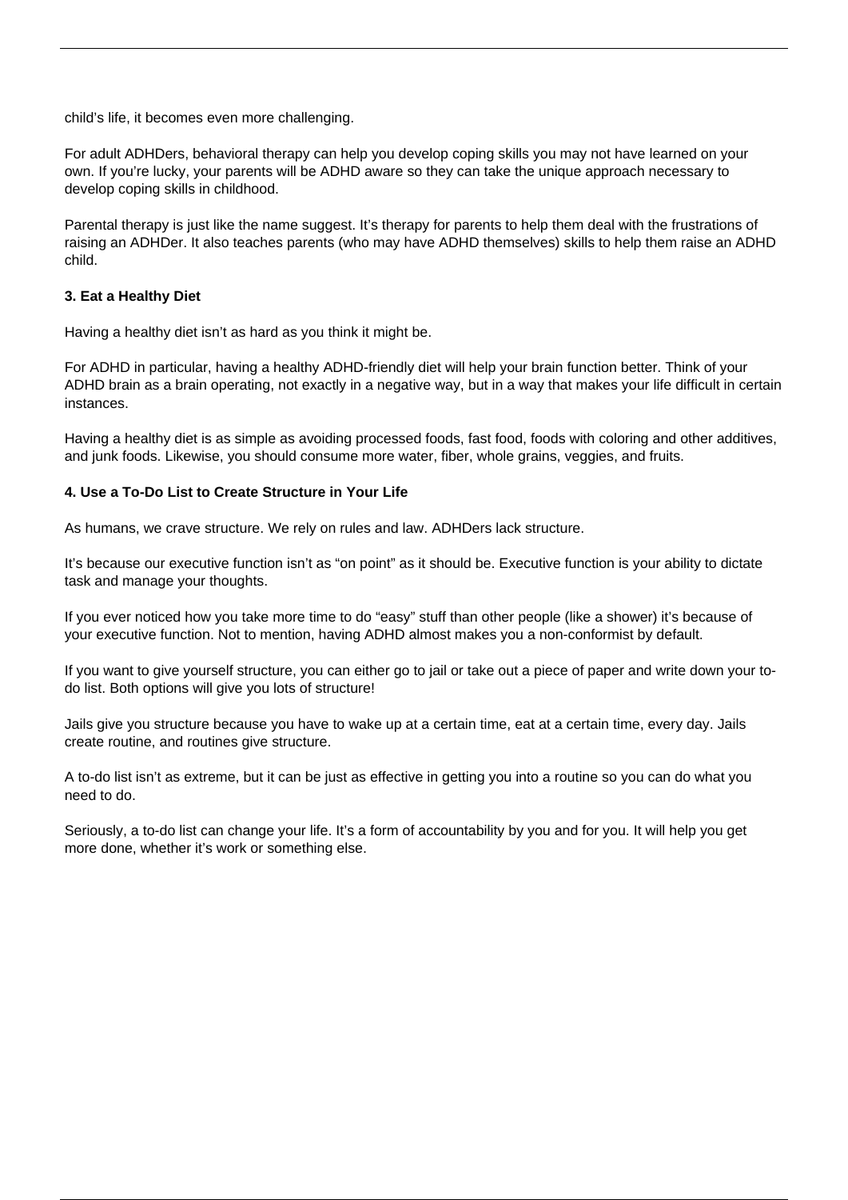child's life, it becomes even more challenging.

For adult ADHDers, behavioral therapy can help you develop coping skills you may not have learned on your own. If you're lucky, your parents will be ADHD aware so they can take the unique approach necessary to develop coping skills in childhood.

Parental therapy is just like the name suggest. It's therapy for parents to help them deal with the frustrations of raising an ADHDer. It also teaches parents (who may have ADHD themselves) skills to help them raise an ADHD child.

**3. Eat a Healthy Diet**

Having a healthy diet isn't as hard as you think it might be.

For ADHD in particular, having a healthy ADHD-friendly diet will help your brain function better. Think of your ADHD brain as a brain operating, not exactly in a negative way, but in a way that makes your life difficult in certain instances.

Having a healthy diet is as simple as avoiding processed foods, fast food, foods with coloring and other additives, and junk foods. Likewise, you should consume more water, fiber, whole grains, veggies, and fruits.

**4. Use a To-Do List to Create Structure in Your Life**

As humans, we crave structure. We rely on rules and law. ADHDers lack structure.

It's because our executive function isn't as "on point" as it should be. Executive function is your ability to dictate task and manage your thoughts.

If you ever noticed how you take more time to do "easy" stuff than other people (like a shower) it's because of your executive function. Not to mention, having ADHD almost makes you a non-conformist by default.

If you want to give yourself structure, you can either go to jail or take out a piece of paper and write down your to-do list. Both options will give you lots of structure!

Jails give you structure because you have to wake up at a certain time, eat at a certain time, every day. Jails create routine, and routines give structure.

A to-do list isn't as extreme, but it can be just as effective in getting you into a routine so you can do what you need to do.

Seriously, a to-do list can change your life. It's a form of accountability by you and for you. It will help you get more done, whether it's work or something else.